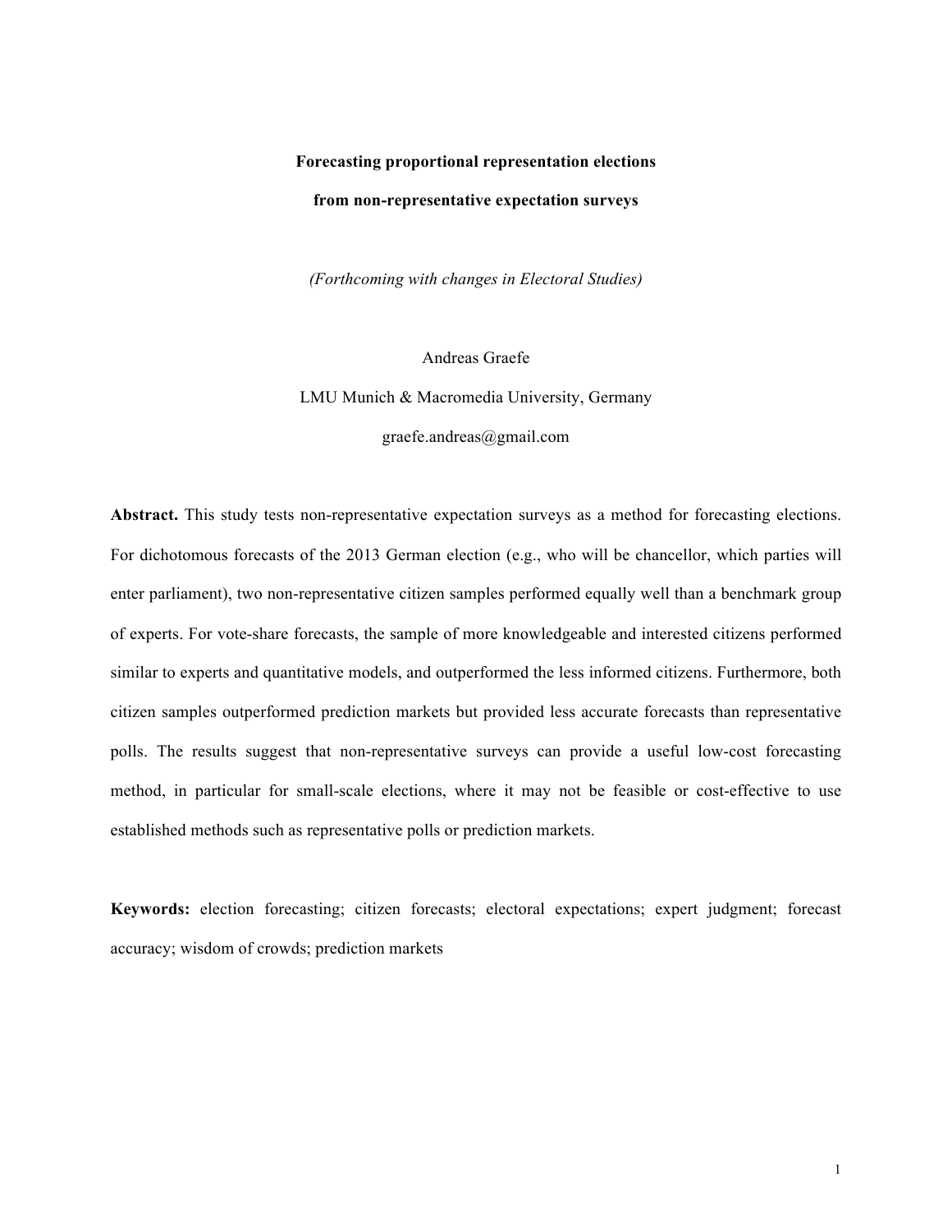# Forecasting proportional representation elections

# from non-representative expectation surveys

*(Forthcoming with changes in Electoral Studies)*

Andreas Graefe

LMU Munich & Macromedia University, Germany

graefe.andreas@gmail.com

**Abstract.** This study tests non-representative expectation surveys as a method for forecasting elections. For dichotomous forecasts of the 2013 German election (e.g., who will be chancellor, which parties will enter parliament), two non-representative citizen samples performed equally well than a benchmark group of experts. For vote-share forecasts, the sample of more knowledgeable and interested citizens performed similar to experts and quantitative models, and outperformed the less informed citizens. Furthermore, both citizen samples outperformed prediction markets but provided less accurate forecasts than representative polls. The results suggest that non-representative surveys can provide a useful low-cost forecasting method, in particular for small-scale elections, where it may not be feasible or cost-effective to use established methods such as representative polls or prediction markets.

**Keywords:** election forecasting; citizen forecasts; electoral expectations; expert judgment; forecast accuracy; wisdom of crowds; prediction markets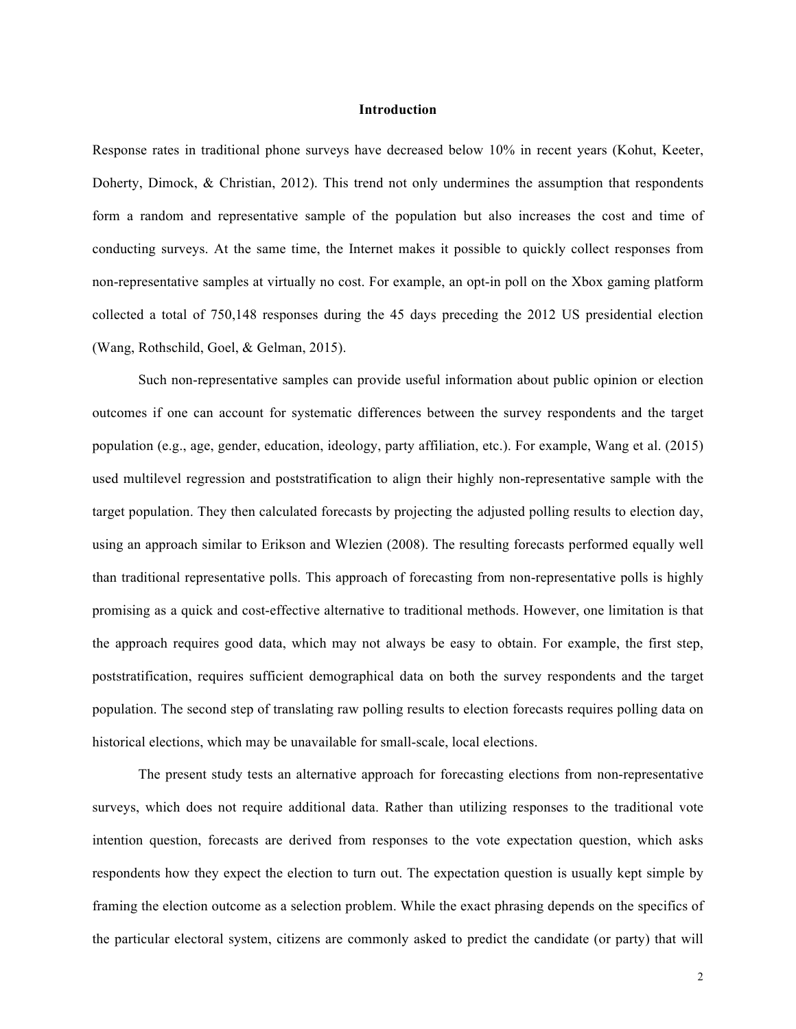## Introduction

Response rates in traditional phone surveys have decreased below 10% in recent years (Kohut, Keeter, Doherty, Dimock, & Christian, 2012). This trend not only undermines the assumption that respondents form a random and representative sample of the population but also increases the cost and time of conducting surveys. At the same time, the Internet makes it possible to quickly collect responses from non-representative samples at virtually no cost. For example, an opt-in poll on the Xbox gaming platform collected a total of 750,148 responses during the 45 days preceding the 2012 US presidential election (Wang, Rothschild, Goel, & Gelman, 2015).

Such non-representative samples can provide useful information about public opinion or election outcomes if one can account for systematic differences between the survey respondents and the target population (e.g., age, gender, education, ideology, party affiliation, etc.). For example, Wang et al. (2015) used multilevel regression and poststratification to align their highly non-representative sample with the target population. They then calculated forecasts by projecting the adjusted polling results to election day, using an approach similar to Erikson and Wlezien (2008). The resulting forecasts performed equally well than traditional representative polls. This approach of forecasting from non-representative polls is highly promising as a quick and cost-effective alternative to traditional methods. However, one limitation is that the approach requires good data, which may not always be easy to obtain. For example, the first step, poststratification, requires sufficient demographical data on both the survey respondents and the target population. The second step of translating raw polling results to election forecasts requires polling data on historical elections, which may be unavailable for small-scale, local elections.

The present study tests an alternative approach for forecasting elections from non-representative surveys, which does not require additional data. Rather than utilizing responses to the traditional vote intention question, forecasts are derived from responses to the vote expectation question, which asks respondents how they expect the election to turn out. The expectation question is usually kept simple by framing the election outcome as a selection problem. While the exact phrasing depends on the specifics of the particular electoral system, citizens are commonly asked to predict the candidate (or party) that will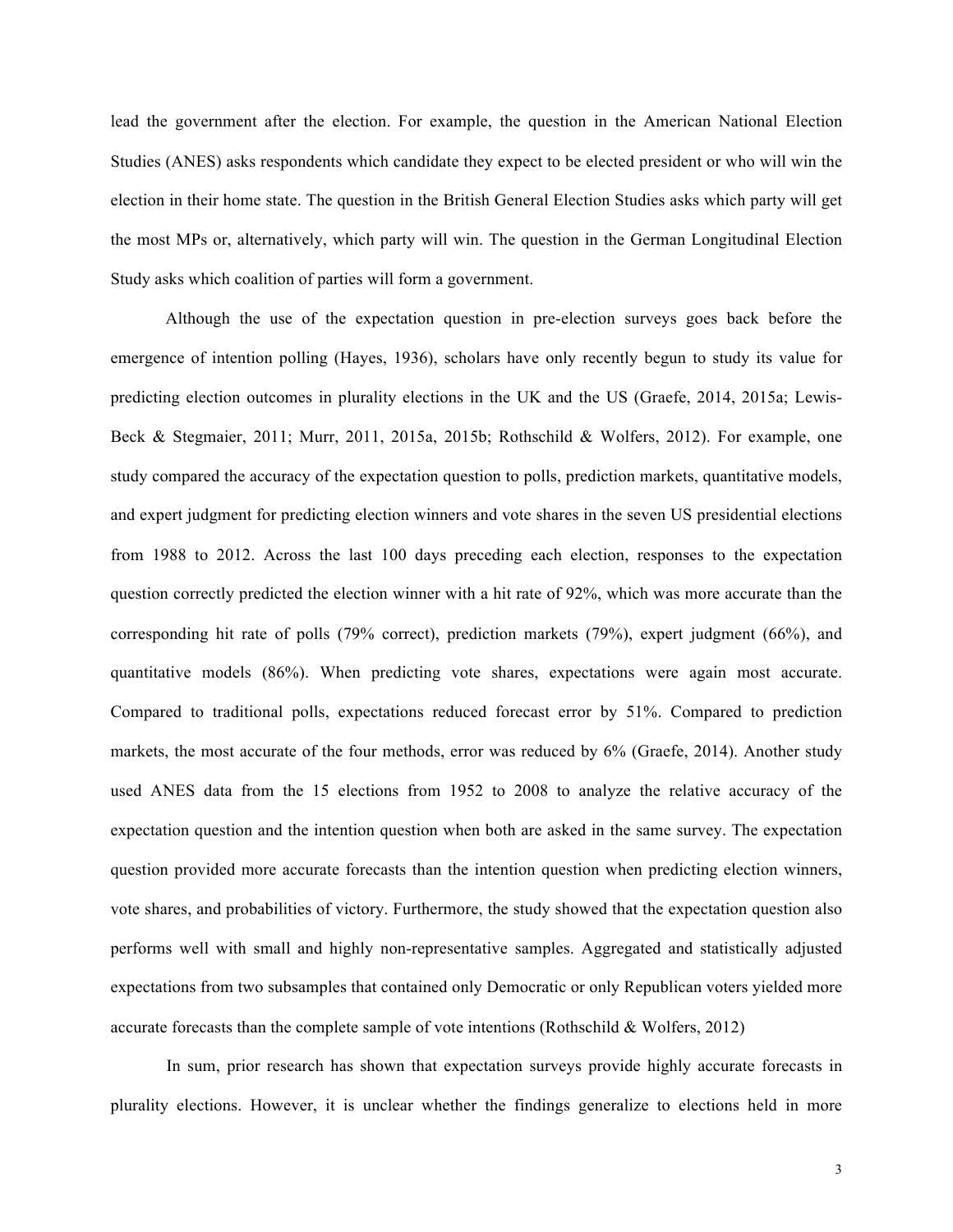lead the government after the election. For example, the question in the American National Election Studies (ANES) asks respondents which candidate they expect to be elected president or who will win the election in their home state. The question in the British General Election Studies asks which party will get the most MPs or, alternatively, which party will win. The question in the German Longitudinal Election Study asks which coalition of parties will form a government.

Although the use of the expectation question in pre-election surveys goes back before the emergence of intention polling (Hayes, 1936), scholars have only recently begun to study its value for predicting election outcomes in plurality elections in the UK and the US (Graefe, 2014, 2015a; Lewis-Beck & Stegmaier, 2011; Murr, 2011, 2015a, 2015b; Rothschild & Wolfers, 2012). For example, one study compared the accuracy of the expectation question to polls, prediction markets, quantitative models, and expert judgment for predicting election winners and vote shares in the seven US presidential elections from 1988 to 2012. Across the last 100 days preceding each election, responses to the expectation question correctly predicted the election winner with a hit rate of 92%, which was more accurate than the corresponding hit rate of polls (79% correct), prediction markets (79%), expert judgment (66%), and quantitative models (86%). When predicting vote shares, expectations were again most accurate. Compared to traditional polls, expectations reduced forecast error by 51%. Compared to prediction markets, the most accurate of the four methods, error was reduced by 6% (Graefe, 2014). Another study used ANES data from the 15 elections from 1952 to 2008 to analyze the relative accuracy of the expectation question and the intention question when both are asked in the same survey. The expectation question provided more accurate forecasts than the intention question when predicting election winners, vote shares, and probabilities of victory. Furthermore, the study showed that the expectation question also performs well with small and highly non-representative samples. Aggregated and statistically adjusted expectations from two subsamples that contained only Democratic or only Republican voters yielded more accurate forecasts than the complete sample of vote intentions (Rothschild & Wolfers, 2012)

In sum, prior research has shown that expectation surveys provide highly accurate forecasts in plurality elections. However, it is unclear whether the findings generalize to elections held in more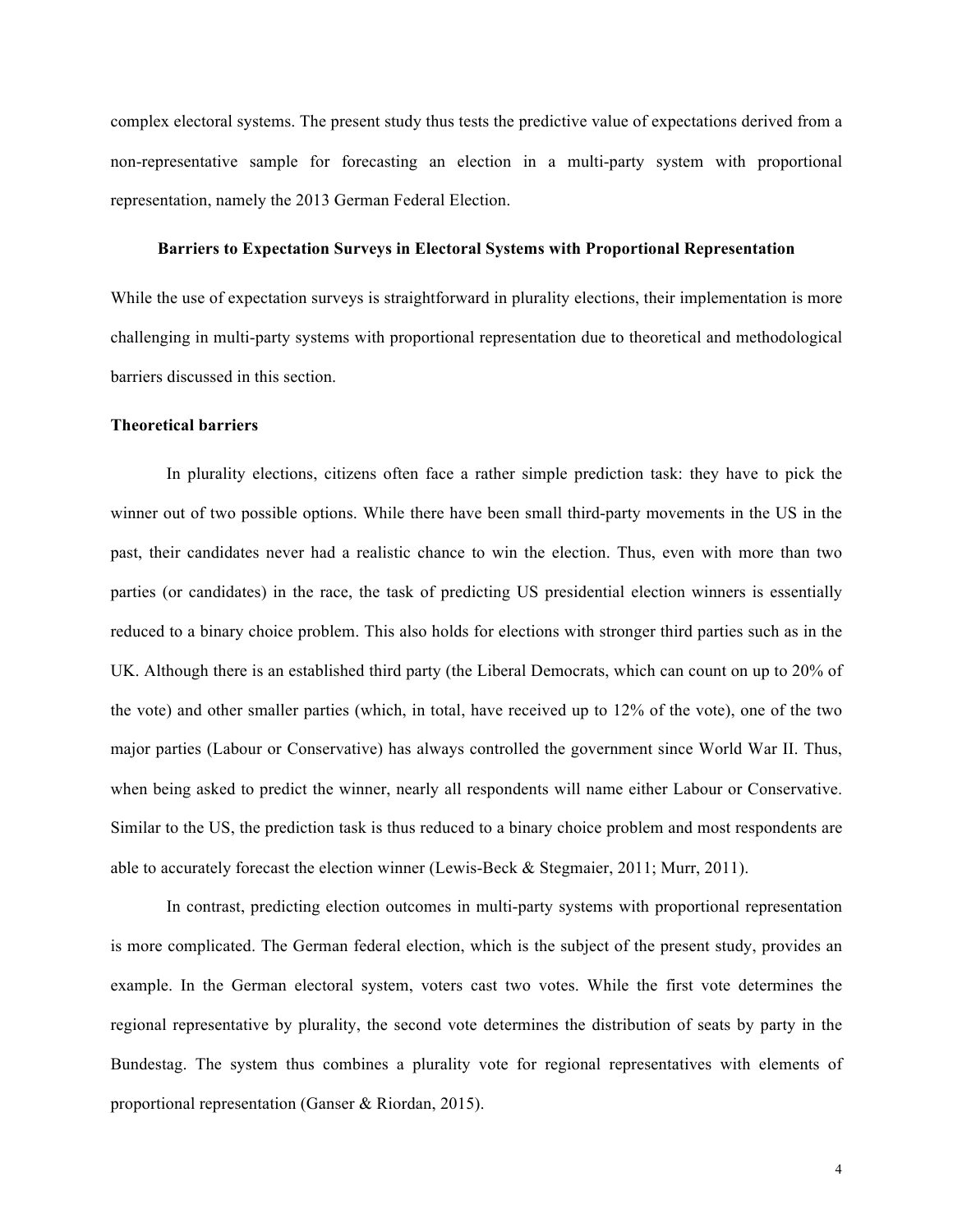complex electoral systems. The present study thus tests the predictive value of expectations derived from a non-representative sample for forecasting an election in a multi-party system with proportional representation, namely the 2013 German Federal Election.

## Barriers to Expectation Surveys in Electoral Systems with Proportional Representation

While the use of expectation surveys is straightforward in plurality elections, their implementation is more challenging in multi-party systems with proportional representation due to theoretical and methodological barriers discussed in this section.

### Theoretical barriers

In plurality elections, citizens often face a rather simple prediction task: they have to pick the winner out of two possible options. While there have been small third-party movements in the US in the past, their candidates never had a realistic chance to win the election. Thus, even with more than two parties (or candidates) in the race, the task of predicting US presidential election winners is essentially reduced to a binary choice problem. This also holds for elections with stronger third parties such as in the UK. Although there is an established third party (the Liberal Democrats, which can count on up to 20% of the vote) and other smaller parties (which, in total, have received up to 12% of the vote), one of the two major parties (Labour or Conservative) has always controlled the government since World War II. Thus, when being asked to predict the winner, nearly all respondents will name either Labour or Conservative. Similar to the US, the prediction task is thus reduced to a binary choice problem and most respondents are able to accurately forecast the election winner (Lewis-Beck & Stegmaier, 2011; Murr, 2011).

In contrast, predicting election outcomes in multi-party systems with proportional representation is more complicated. The German federal election, which is the subject of the present study, provides an example. In the German electoral system, voters cast two votes. While the first vote determines the regional representative by plurality, the second vote determines the distribution of seats by party in the Bundestag. The system thus combines a plurality vote for regional representatives with elements of proportional representation (Ganser & Riordan, 2015).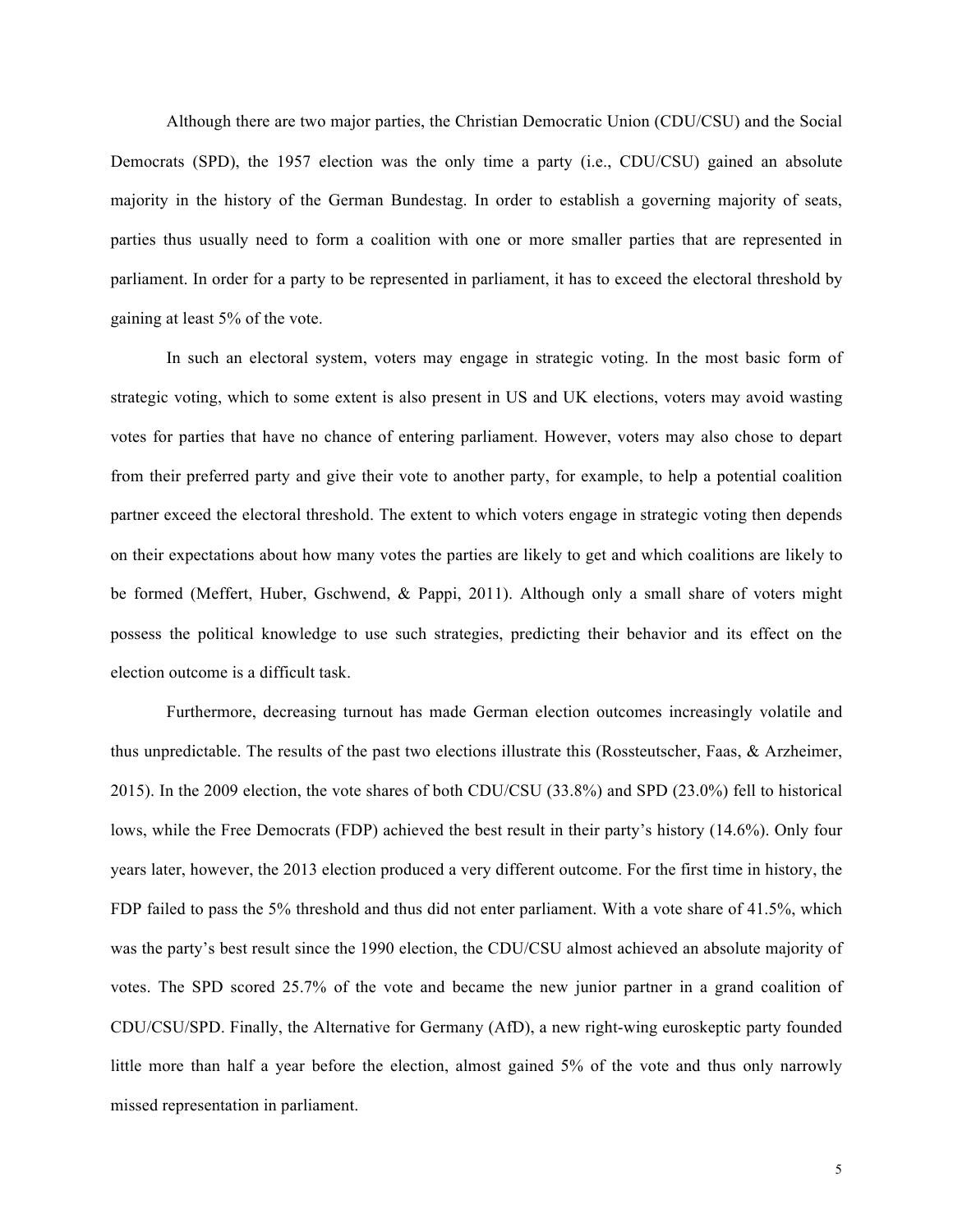Although there are two major parties, the Christian Democratic Union (CDU/CSU) and the Social Democrats (SPD), the 1957 election was the only time a party (i.e., CDU/CSU) gained an absolute majority in the history of the German Bundestag. In order to establish a governing majority of seats, parties thus usually need to form a coalition with one or more smaller parties that are represented in parliament. In order for a party to be represented in parliament, it has to exceed the electoral threshold by gaining at least 5% of the vote.

In such an electoral system, voters may engage in strategic voting. In the most basic form of strategic voting, which to some extent is also present in US and UK elections, voters may avoid wasting votes for parties that have no chance of entering parliament. However, voters may also chose to depart from their preferred party and give their vote to another party, for example, to help a potential coalition partner exceed the electoral threshold. The extent to which voters engage in strategic voting then depends on their expectations about how many votes the parties are likely to get and which coalitions are likely to be formed (Meffert, Huber, Gschwend, & Pappi, 2011). Although only a small share of voters might possess the political knowledge to use such strategies, predicting their behavior and its effect on the election outcome is a difficult task.

Furthermore, decreasing turnout has made German election outcomes increasingly volatile and thus unpredictable. The results of the past two elections illustrate this (Rossteutscher, Faas, & Arzheimer, 2015). In the 2009 election, the vote shares of both CDU/CSU (33.8%) and SPD (23.0%) fell to historical lows, while the Free Democrats (FDP) achieved the best result in their party's history (14.6%). Only four years later, however, the 2013 election produced a very different outcome. For the first time in history, the FDP failed to pass the 5% threshold and thus did not enter parliament. With a vote share of 41.5%, which was the party's best result since the 1990 election, the CDU/CSU almost achieved an absolute majority of votes. The SPD scored 25.7% of the vote and became the new junior partner in a grand coalition of CDU/CSU/SPD. Finally, the Alternative for Germany (AfD), a new right-wing euroskeptic party founded little more than half a year before the election, almost gained 5% of the vote and thus only narrowly missed representation in parliament.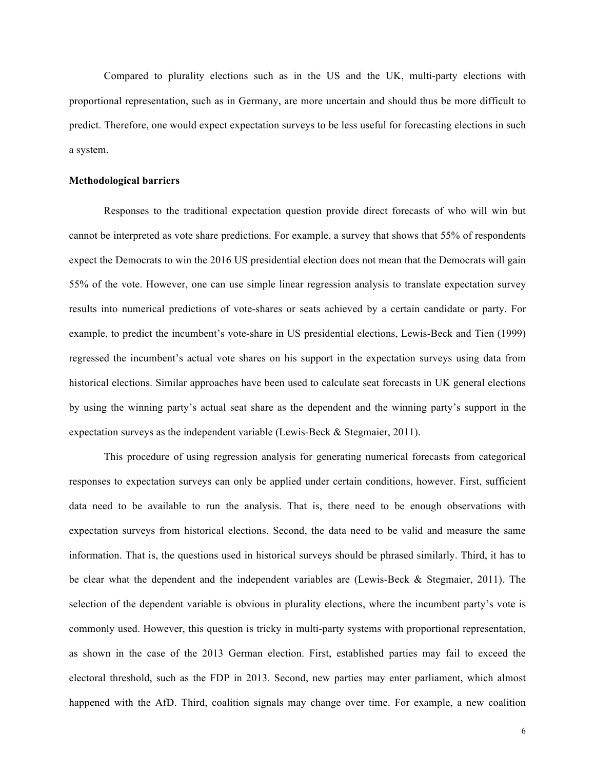Compared to plurality elections such as in the US and the UK, multi-party elections with proportional representation, such as in Germany, are more uncertain and should thus be more difficult to predict. Therefore, one would expect expectation surveys to be less useful for forecasting elections in such a system.

**Methodological barriers**

Responses to the traditional expectation question provide direct forecasts of who will win but cannot be interpreted as vote share predictions. For example, a survey that shows that 55% of respondents expect the Democrats to win the 2016 US presidential election does not mean that the Democrats will gain 55% of the vote. However, one can use simple linear regression analysis to translate expectation survey results into numerical predictions of vote-shares or seats achieved by a certain candidate or party. For example, to predict the incumbent's vote-share in US presidential elections, Lewis-Beck and Tien (1999) regressed the incumbent's actual vote shares on his support in the expectation surveys using data from historical elections. Similar approaches have been used to calculate seat forecasts in UK general elections by using the winning party's actual seat share as the dependent and the winning party's support in the expectation surveys as the independent variable (Lewis-Beck & Stegmaier, 2011).

This procedure of using regression analysis for generating numerical forecasts from categorical responses to expectation surveys can only be applied under certain conditions, however. First, sufficient data need to be available to run the analysis. That is, there need to be enough observations with expectation surveys from historical elections. Second, the data need to be valid and measure the same information. That is, the questions used in historical surveys should be phrased similarly. Third, it has to be clear what the dependent and the independent variables are (Lewis-Beck & Stegmaier, 2011). The selection of the dependent variable is obvious in plurality elections, where the incumbent party's vote is commonly used. However, this question is tricky in multi-party systems with proportional representation, as shown in the case of the 2013 German election. First, established parties may fail to exceed the electoral threshold, such as the FDP in 2013. Second, new parties may enter parliament, which almost happened with the AfD. Third, coalition signals may change over time. For example, a new coalition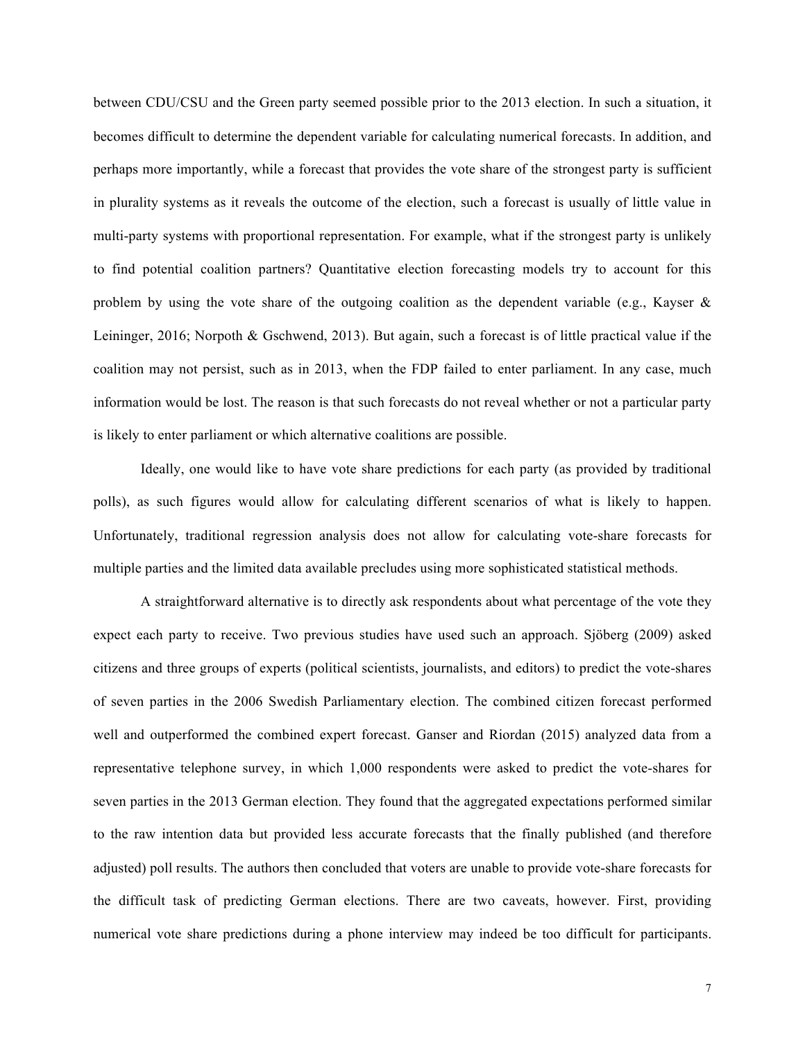between CDU/CSU and the Green party seemed possible prior to the 2013 election. In such a situation, it becomes difficult to determine the dependent variable for calculating numerical forecasts. In addition, and perhaps more importantly, while a forecast that provides the vote share of the strongest party is sufficient in plurality systems as it reveals the outcome of the election, such a forecast is usually of little value in multi-party systems with proportional representation. For example, what if the strongest party is unlikely to find potential coalition partners? Quantitative election forecasting models try to account for this problem by using the vote share of the outgoing coalition as the dependent variable (e.g., Kayser & Leininger, 2016; Norpoth & Gschwend, 2013). But again, such a forecast is of little practical value if the coalition may not persist, such as in 2013, when the FDP failed to enter parliament. In any case, much information would be lost. The reason is that such forecasts do not reveal whether or not a particular party is likely to enter parliament or which alternative coalitions are possible.

Ideally, one would like to have vote share predictions for each party (as provided by traditional polls), as such figures would allow for calculating different scenarios of what is likely to happen. Unfortunately, traditional regression analysis does not allow for calculating vote-share forecasts for multiple parties and the limited data available precludes using more sophisticated statistical methods.

A straightforward alternative is to directly ask respondents about what percentage of the vote they expect each party to receive. Two previous studies have used such an approach. Sjöberg (2009) asked citizens and three groups of experts (political scientists, journalists, and editors) to predict the vote-shares of seven parties in the 2006 Swedish Parliamentary election. The combined citizen forecast performed well and outperformed the combined expert forecast. Ganser and Riordan (2015) analyzed data from a representative telephone survey, in which 1,000 respondents were asked to predict the vote-shares for seven parties in the 2013 German election. They found that the aggregated expectations performed similar to the raw intention data but provided less accurate forecasts that the finally published (and therefore adjusted) poll results. The authors then concluded that voters are unable to provide vote-share forecasts for the difficult task of predicting German elections. There are two caveats, however. First, providing numerical vote share predictions during a phone interview may indeed be too difficult for participants.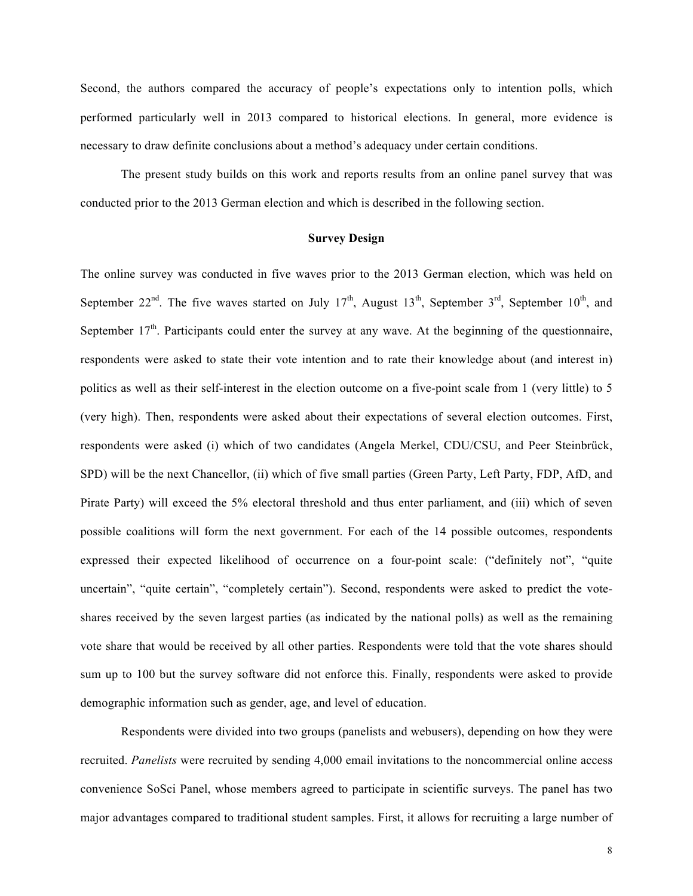Second, the authors compared the accuracy of people's expectations only to intention polls, which performed particularly well in 2013 compared to historical elections. In general, more evidence is necessary to draw definite conclusions about a method's adequacy under certain conditions.

The present study builds on this work and reports results from an online panel survey that was conducted prior to the 2013 German election and which is described in the following section.

## Survey Design

The online survey was conducted in five waves prior to the 2013 German election, which was held on September 22nd. The five waves started on July 17th, August 13th, September 3rd, September 10th, and September 17th. Participants could enter the survey at any wave. At the beginning of the questionnaire, respondents were asked to state their vote intention and to rate their knowledge about (and interest in) politics as well as their self-interest in the election outcome on a five-point scale from 1 (very little) to 5 (very high). Then, respondents were asked about their expectations of several election outcomes. First, respondents were asked (i) which of two candidates (Angela Merkel, CDU/CSU, and Peer Steinbrück, SPD) will be the next Chancellor, (ii) which of five small parties (Green Party, Left Party, FDP, AfD, and Pirate Party) will exceed the 5% electoral threshold and thus enter parliament, and (iii) which of seven possible coalitions will form the next government. For each of the 14 possible outcomes, respondents expressed their expected likelihood of occurrence on a four-point scale: ("definitely not", "quite uncertain", "quite certain", "completely certain"). Second, respondents were asked to predict the vote-shares received by the seven largest parties (as indicated by the national polls) as well as the remaining vote share that would be received by all other parties. Respondents were told that the vote shares should sum up to 100 but the survey software did not enforce this. Finally, respondents were asked to provide demographic information such as gender, age, and level of education.

Respondents were divided into two groups (panelists and webusers), depending on how they were recruited. *Panelists* were recruited by sending 4,000 email invitations to the noncommercial online access convenience SoSci Panel, whose members agreed to participate in scientific surveys. The panel has two major advantages compared to traditional student samples. First, it allows for recruiting a large number of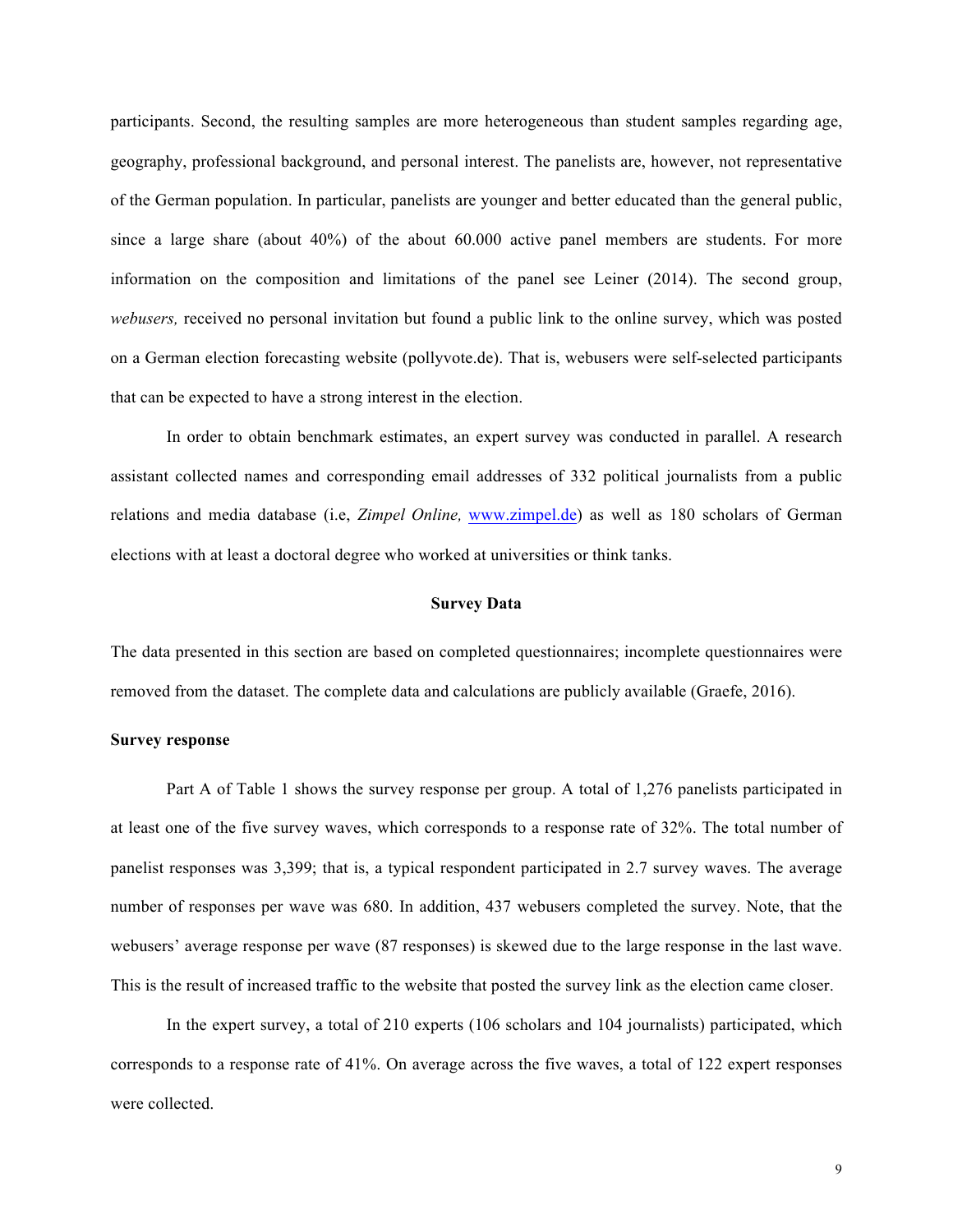participants. Second, the resulting samples are more heterogeneous than student samples regarding age, geography, professional background, and personal interest. The panelists are, however, not representative of the German population. In particular, panelists are younger and better educated than the general public, since a large share (about 40%) of the about 60.000 active panel members are students. For more information on the composition and limitations of the panel see Leiner (2014). The second group, *webusers,* received no personal invitation but found a public link to the online survey, which was posted on a German election forecasting website (pollyvote.de). That is, webusers were self-selected participants that can be expected to have a strong interest in the election.

In order to obtain benchmark estimates, an expert survey was conducted in parallel. A research assistant collected names and corresponding email addresses of 332 political journalists from a public relations and media database (i.e, *Zimpel Online,* www.zimpel.de) as well as 180 scholars of German elections with at least a doctoral degree who worked at universities or think tanks.

## Survey Data

The data presented in this section are based on completed questionnaires; incomplete questionnaires were removed from the dataset. The complete data and calculations are publicly available (Graefe, 2016).

### Survey response

Part A of Table 1 shows the survey response per group. A total of 1,276 panelists participated in at least one of the five survey waves, which corresponds to a response rate of 32%. The total number of panelist responses was 3,399; that is, a typical respondent participated in 2.7 survey waves. The average number of responses per wave was 680. In addition, 437 webusers completed the survey. Note, that the webusers' average response per wave (87 responses) is skewed due to the large response in the last wave. This is the result of increased traffic to the website that posted the survey link as the election came closer.

In the expert survey, a total of 210 experts (106 scholars and 104 journalists) participated, which corresponds to a response rate of 41%. On average across the five waves, a total of 122 expert responses were collected.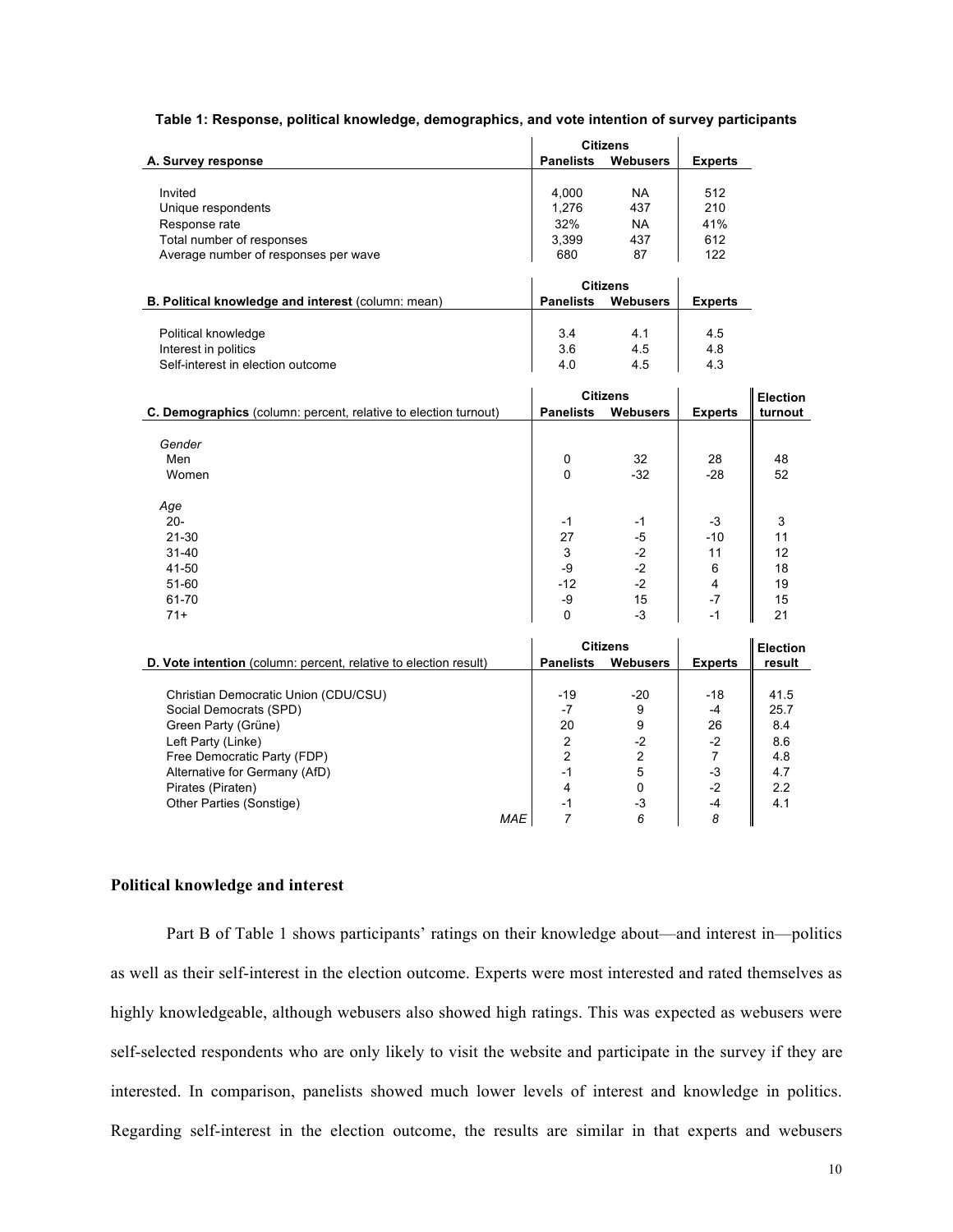**Table 1: Response, political knowledge, demographics, and vote intention of survey participants**

| A. Survey response | Citizens | | Experts |
|---|---|---|---|
| | Panelists | Webusers | |
| Invited | 4,000 | NA | 512 |
| Unique respondents | 1,276 | 437 | 210 |
| Response rate | 32% | NA | 41% |
| Total number of responses | 3,399 | 437 | 612 |
| Average number of responses per wave | 680 | 87 | 122 |

| B. Political knowledge and interest (column: mean) | Citizens | | Experts |
|---|---|---|---|
| | Panelists | Webusers | |
| Political knowledge | 3.4 | 4.1 | 4.5 |
| Interest in politics | 3.6 | 4.5 | 4.8 |
| Self-interest in election outcome | 4.0 | 4.5 | 4.3 |

| C. Demographics (column: percent, relative to election turnout) | Citizens | | Experts | Election turnout |
|---|---|---|---|---|
| | Panelists | Webusers | | |
| *Gender* | | | | |
| Men | 0 | 32 | 28 | 48 |
| Women | 0 | -32 | -28 | 52 |
| *Age* | | | | |
| 20- | -1 | -1 | -3 | 3 |
| 21-30 | 27 | -5 | -10 | 11 |
| 31-40 | 3 | -2 | 11 | 12 |
| 41-50 | -9 | -2 | 6 | 18 |
| 51-60 | -12 | -2 | 4 | 19 |
| 61-70 | -9 | 15 | -7 | 15 |
| 71+ | 0 | -3 | -1 | 21 |

| D. Vote intention (column: percent, relative to election result) | Citizens | | Experts | Election result |
|---|---|---|---|---|
| | Panelists | Webusers | | |
| Christian Democratic Union (CDU/CSU) | -19 | -20 | -18 | 41.5 |
| Social Democrats (SPD) | -7 | 9 | -4 | 25.7 |
| Green Party (Grüne) | 20 | 9 | 26 | 8.4 |
| Left Party (Linke) | 2 | -2 | -2 | 8.6 |
| Free Democratic Party (FDP) | 2 | 2 | 7 | 4.8 |
| Alternative for Germany (AfD) | -1 | 5 | -3 | 4.7 |
| Pirates (Piraten) | 4 | 0 | -2 | 2.2 |
| Other Parties (Sonstige) | -1 | -3 | -4 | 4.1 |
| *MAE* | *7* | *6* | *8* | |

## Political knowledge and interest

Part B of Table 1 shows participants' ratings on their knowledge about—and interest in—politics as well as their self-interest in the election outcome. Experts were most interested and rated themselves as highly knowledgeable, although webusers also showed high ratings. This was expected as webusers were self-selected respondents who are only likely to visit the website and participate in the survey if they are interested. In comparison, panelists showed much lower levels of interest and knowledge in politics. Regarding self-interest in the election outcome, the results are similar in that experts and webusers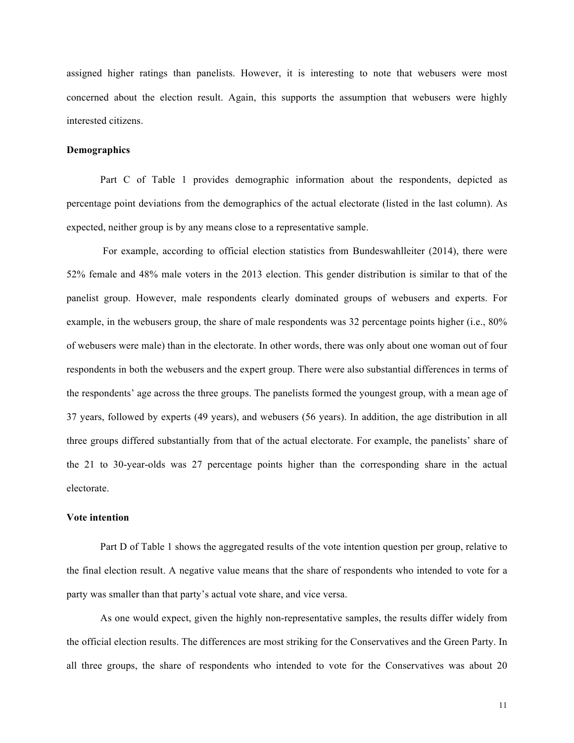assigned higher ratings than panelists. However, it is interesting to note that webusers were most concerned about the election result. Again, this supports the assumption that webusers were highly interested citizens.

**Demographics**

Part C of Table 1 provides demographic information about the respondents, depicted as percentage point deviations from the demographics of the actual electorate (listed in the last column). As expected, neither group is by any means close to a representative sample.

For example, according to official election statistics from Bundeswahlleiter (2014), there were 52% female and 48% male voters in the 2013 election. This gender distribution is similar to that of the panelist group. However, male respondents clearly dominated groups of webusers and experts. For example, in the webusers group, the share of male respondents was 32 percentage points higher (i.e., 80% of webusers were male) than in the electorate. In other words, there was only about one woman out of four respondents in both the webusers and the expert group. There were also substantial differences in terms of the respondents' age across the three groups. The panelists formed the youngest group, with a mean age of 37 years, followed by experts (49 years), and webusers (56 years). In addition, the age distribution in all three groups differed substantially from that of the actual electorate. For example, the panelists' share of the 21 to 30-year-olds was 27 percentage points higher than the corresponding share in the actual electorate.

**Vote intention**

Part D of Table 1 shows the aggregated results of the vote intention question per group, relative to the final election result. A negative value means that the share of respondents who intended to vote for a party was smaller than that party's actual vote share, and vice versa.

As one would expect, given the highly non-representative samples, the results differ widely from the official election results. The differences are most striking for the Conservatives and the Green Party. In all three groups, the share of respondents who intended to vote for the Conservatives was about 20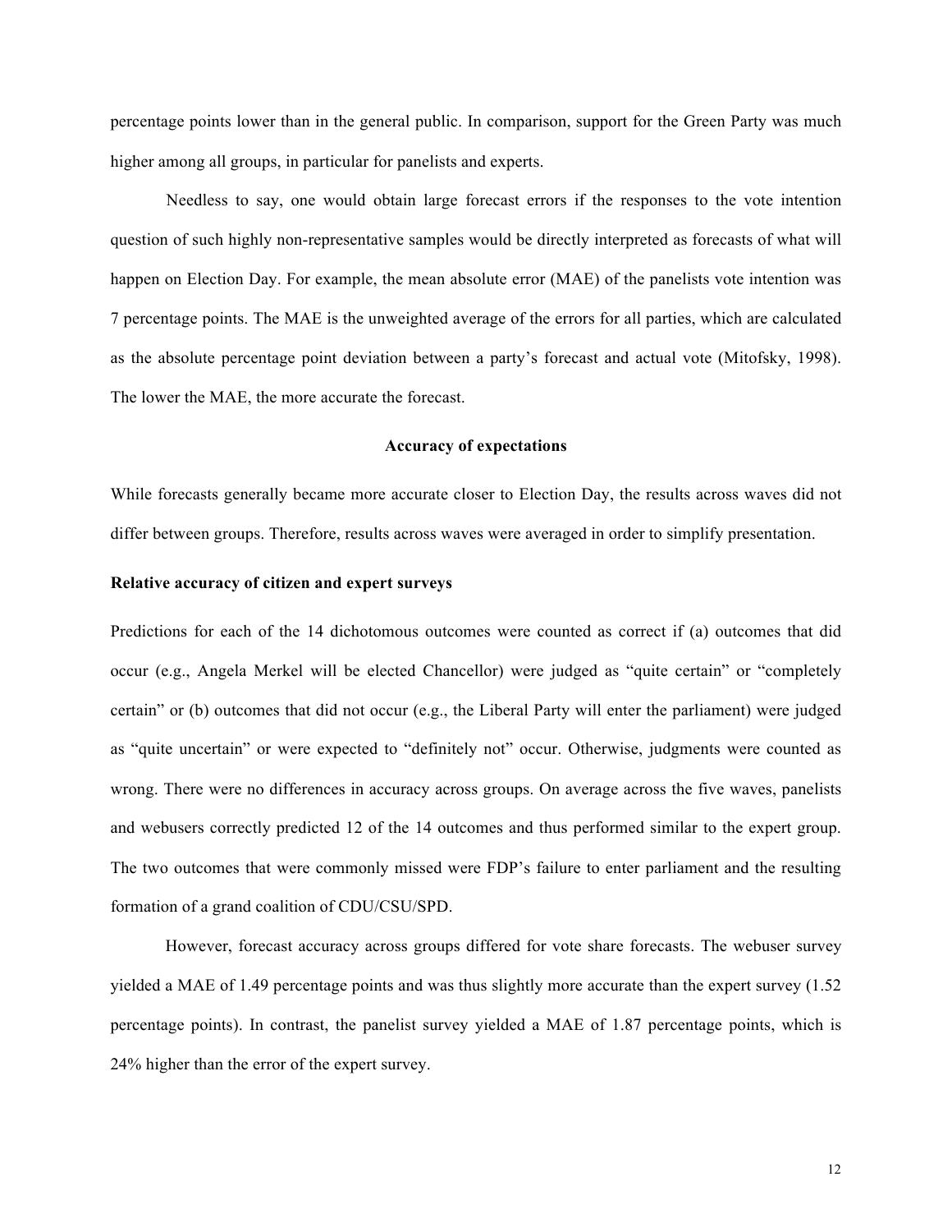percentage points lower than in the general public. In comparison, support for the Green Party was much higher among all groups, in particular for panelists and experts.

Needless to say, one would obtain large forecast errors if the responses to the vote intention question of such highly non-representative samples would be directly interpreted as forecasts of what will happen on Election Day. For example, the mean absolute error (MAE) of the panelists vote intention was 7 percentage points. The MAE is the unweighted average of the errors for all parties, which are calculated as the absolute percentage point deviation between a party's forecast and actual vote (Mitofsky, 1998). The lower the MAE, the more accurate the forecast.

## Accuracy of expectations

While forecasts generally became more accurate closer to Election Day, the results across waves did not differ between groups. Therefore, results across waves were averaged in order to simplify presentation.

### Relative accuracy of citizen and expert surveys

Predictions for each of the 14 dichotomous outcomes were counted as correct if (a) outcomes that did occur (e.g., Angela Merkel will be elected Chancellor) were judged as "quite certain" or "completely certain" or (b) outcomes that did not occur (e.g., the Liberal Party will enter the parliament) were judged as "quite uncertain" or were expected to "definitely not" occur. Otherwise, judgments were counted as wrong. There were no differences in accuracy across groups. On average across the five waves, panelists and webusers correctly predicted 12 of the 14 outcomes and thus performed similar to the expert group. The two outcomes that were commonly missed were FDP's failure to enter parliament and the resulting formation of a grand coalition of CDU/CSU/SPD.

However, forecast accuracy across groups differed for vote share forecasts. The webuser survey yielded a MAE of 1.49 percentage points and was thus slightly more accurate than the expert survey (1.52 percentage points). In contrast, the panelist survey yielded a MAE of 1.87 percentage points, which is 24% higher than the error of the expert survey.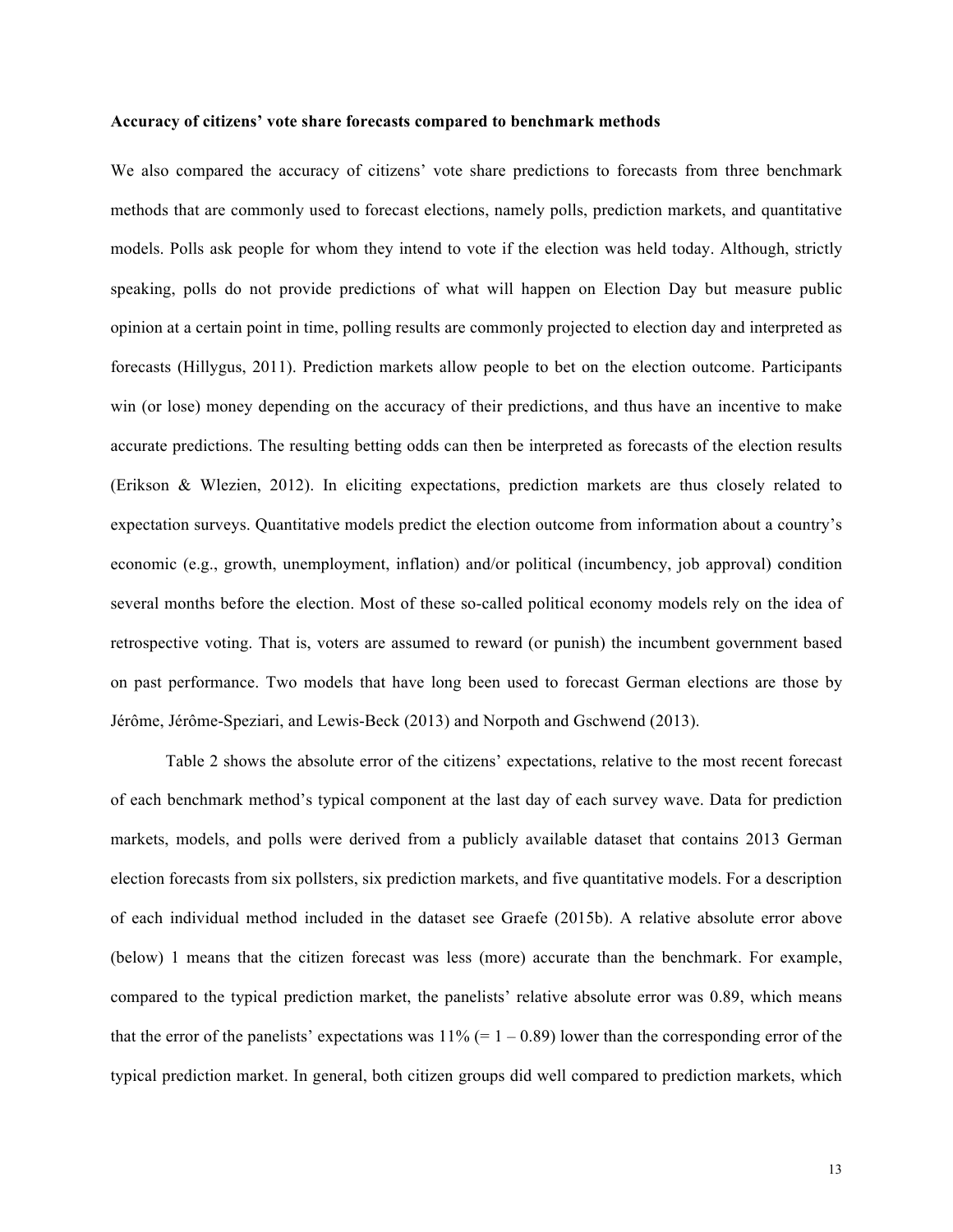**Accuracy of citizens' vote share forecasts compared to benchmark methods**

We also compared the accuracy of citizens' vote share predictions to forecasts from three benchmark methods that are commonly used to forecast elections, namely polls, prediction markets, and quantitative models. Polls ask people for whom they intend to vote if the election was held today. Although, strictly speaking, polls do not provide predictions of what will happen on Election Day but measure public opinion at a certain point in time, polling results are commonly projected to election day and interpreted as forecasts (Hillygus, 2011). Prediction markets allow people to bet on the election outcome. Participants win (or lose) money depending on the accuracy of their predictions, and thus have an incentive to make accurate predictions. The resulting betting odds can then be interpreted as forecasts of the election results (Erikson & Wlezien, 2012). In eliciting expectations, prediction markets are thus closely related to expectation surveys. Quantitative models predict the election outcome from information about a country's economic (e.g., growth, unemployment, inflation) and/or political (incumbency, job approval) condition several months before the election. Most of these so-called political economy models rely on the idea of retrospective voting. That is, voters are assumed to reward (or punish) the incumbent government based on past performance. Two models that have long been used to forecast German elections are those by Jérôme, Jérôme-Speziari, and Lewis-Beck (2013) and Norpoth and Gschwend (2013).

Table 2 shows the absolute error of the citizens' expectations, relative to the most recent forecast of each benchmark method's typical component at the last day of each survey wave. Data for prediction markets, models, and polls were derived from a publicly available dataset that contains 2013 German election forecasts from six pollsters, six prediction markets, and five quantitative models. For a description of each individual method included in the dataset see Graefe (2015b). A relative absolute error above (below) 1 means that the citizen forecast was less (more) accurate than the benchmark. For example, compared to the typical prediction market, the panelists' relative absolute error was 0.89, which means that the error of the panelists' expectations was 11% (= 1 – 0.89) lower than the corresponding error of the typical prediction market. In general, both citizen groups did well compared to prediction markets, which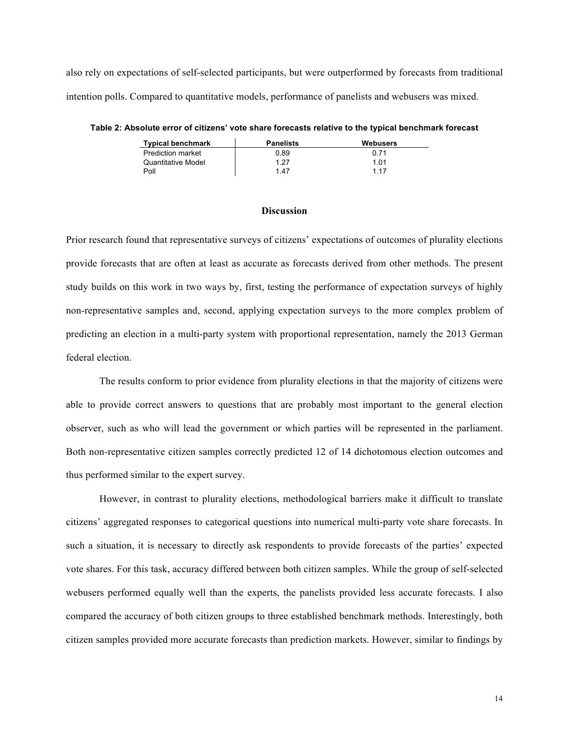also rely on expectations of self-selected participants, but were outperformed by forecasts from traditional intention polls. Compared to quantitative models, performance of panelists and webusers was mixed.

**Table 2: Absolute error of citizens' vote share forecasts relative to the typical benchmark forecast**

| Typical benchmark | Panelists | Webusers |
|---|---|---|
| Prediction market | 0.89 | 0.71 |
| Quantitative Model | 1.27 | 1.01 |
| Poll | 1.47 | 1.17 |

## Discussion

Prior research found that representative surveys of citizens' expectations of outcomes of plurality elections provide forecasts that are often at least as accurate as forecasts derived from other methods. The present study builds on this work in two ways by, first, testing the performance of expectation surveys of highly non-representative samples and, second, applying expectation surveys to the more complex problem of predicting an election in a multi-party system with proportional representation, namely the 2013 German federal election.

The results conform to prior evidence from plurality elections in that the majority of citizens were able to provide correct answers to questions that are probably most important to the general election observer, such as who will lead the government or which parties will be represented in the parliament. Both non-representative citizen samples correctly predicted 12 of 14 dichotomous election outcomes and thus performed similar to the expert survey.

However, in contrast to plurality elections, methodological barriers make it difficult to translate citizens' aggregated responses to categorical questions into numerical multi-party vote share forecasts. In such a situation, it is necessary to directly ask respondents to provide forecasts of the parties' expected vote shares. For this task, accuracy differed between both citizen samples. While the group of self-selected webusers performed equally well than the experts, the panelists provided less accurate forecasts. I also compared the accuracy of both citizen groups to three established benchmark methods. Interestingly, both citizen samples provided more accurate forecasts than prediction markets. However, similar to findings by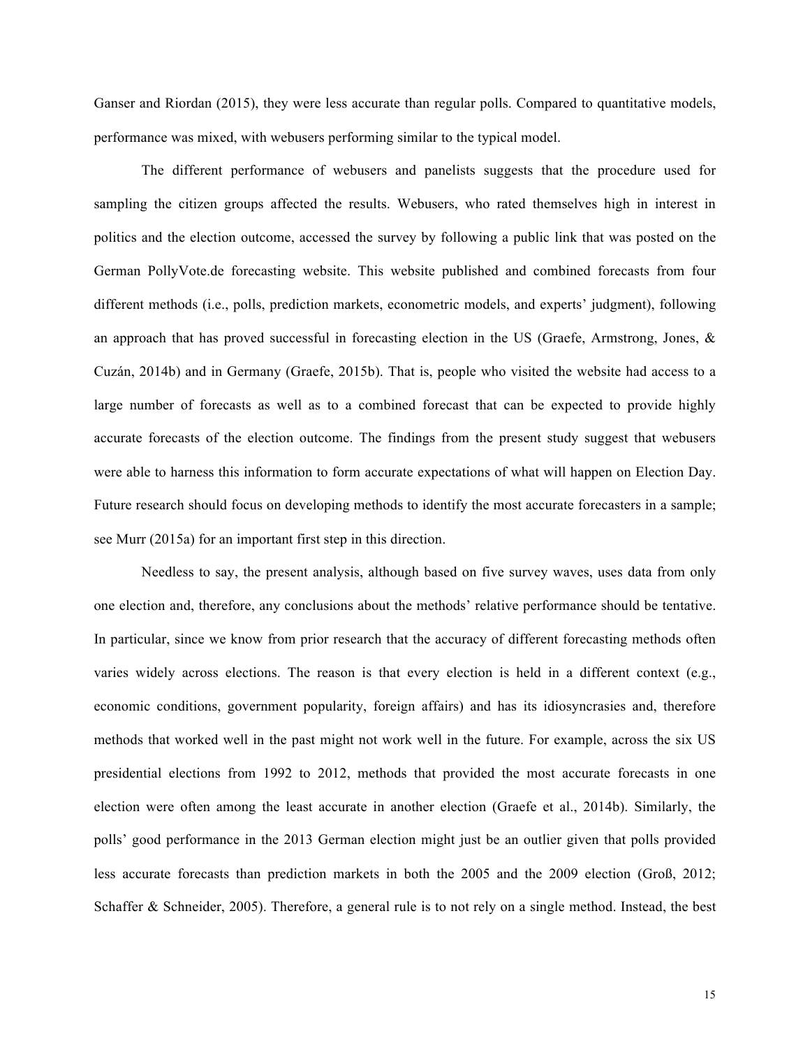Ganser and Riordan (2015), they were less accurate than regular polls. Compared to quantitative models, performance was mixed, with webusers performing similar to the typical model.

The different performance of webusers and panelists suggests that the procedure used for sampling the citizen groups affected the results. Webusers, who rated themselves high in interest in politics and the election outcome, accessed the survey by following a public link that was posted on the German PollyVote.de forecasting website. This website published and combined forecasts from four different methods (i.e., polls, prediction markets, econometric models, and experts' judgment), following an approach that has proved successful in forecasting election in the US (Graefe, Armstrong, Jones, & Cuzán, 2014b) and in Germany (Graefe, 2015b). That is, people who visited the website had access to a large number of forecasts as well as to a combined forecast that can be expected to provide highly accurate forecasts of the election outcome. The findings from the present study suggest that webusers were able to harness this information to form accurate expectations of what will happen on Election Day. Future research should focus on developing methods to identify the most accurate forecasters in a sample; see Murr (2015a) for an important first step in this direction.

Needless to say, the present analysis, although based on five survey waves, uses data from only one election and, therefore, any conclusions about the methods' relative performance should be tentative. In particular, since we know from prior research that the accuracy of different forecasting methods often varies widely across elections. The reason is that every election is held in a different context (e.g., economic conditions, government popularity, foreign affairs) and has its idiosyncrasies and, therefore methods that worked well in the past might not work well in the future. For example, across the six US presidential elections from 1992 to 2012, methods that provided the most accurate forecasts in one election were often among the least accurate in another election (Graefe et al., 2014b). Similarly, the polls' good performance in the 2013 German election might just be an outlier given that polls provided less accurate forecasts than prediction markets in both the 2005 and the 2009 election (Groß, 2012; Schaffer & Schneider, 2005). Therefore, a general rule is to not rely on a single method. Instead, the best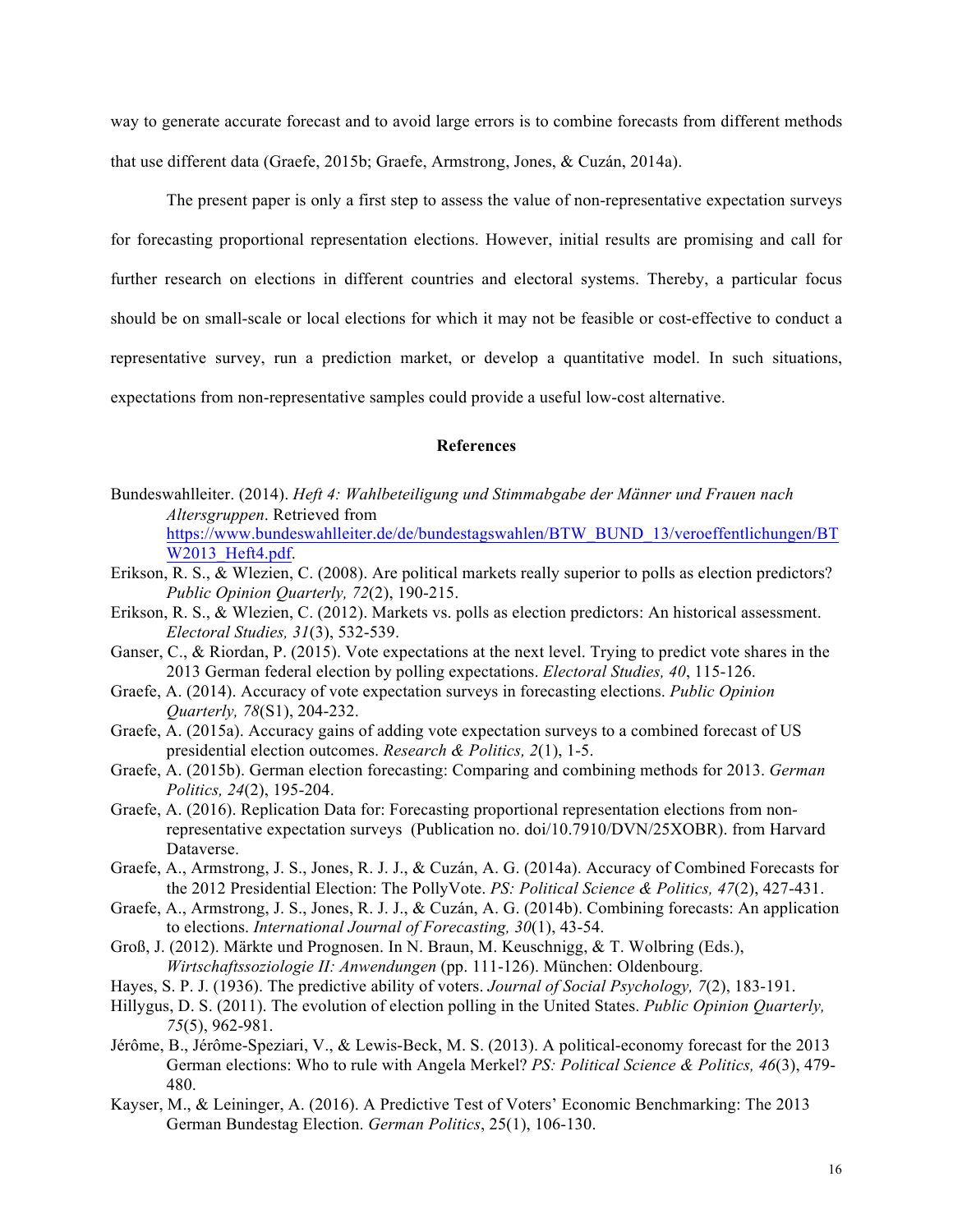way to generate accurate forecast and to avoid large errors is to combine forecasts from different methods that use different data (Graefe, 2015b; Graefe, Armstrong, Jones, & Cuzán, 2014a).

The present paper is only a first step to assess the value of non-representative expectation surveys for forecasting proportional representation elections. However, initial results are promising and call for further research on elections in different countries and electoral systems. Thereby, a particular focus should be on small-scale or local elections for which it may not be feasible or cost-effective to conduct a representative survey, run a prediction market, or develop a quantitative model. In such situations, expectations from non-representative samples could provide a useful low-cost alternative.

## References

Bundeswahlleiter. (2014). *Heft 4: Wahlbeteiligung und Stimmabgabe der Männer und Frauen nach Altersgruppen*. Retrieved from https://www.bundeswahlleiter.de/de/bundestagswahlen/BTW_BUND_13/veroeffentlichungen/BTW2013_Heft4.pdf.

Erikson, R. S., & Wlezien, C. (2008). Are political markets really superior to polls as election predictors? *Public Opinion Quarterly, 72*(2), 190-215.

Erikson, R. S., & Wlezien, C. (2012). Markets vs. polls as election predictors: An historical assessment. *Electoral Studies, 31*(3), 532-539.

Ganser, C., & Riordan, P. (2015). Vote expectations at the next level. Trying to predict vote shares in the 2013 German federal election by polling expectations. *Electoral Studies, 40*, 115-126.

Graefe, A. (2014). Accuracy of vote expectation surveys in forecasting elections. *Public Opinion Quarterly, 78*(S1), 204-232.

Graefe, A. (2015a). Accuracy gains of adding vote expectation surveys to a combined forecast of US presidential election outcomes. *Research & Politics, 2*(1), 1-5.

Graefe, A. (2015b). German election forecasting: Comparing and combining methods for 2013. *German Politics, 24*(2), 195-204.

Graefe, A. (2016). Replication Data for: Forecasting proportional representation elections from non-representative expectation surveys (Publication no. doi/10.7910/DVN/25XOBR). from Harvard Dataverse.

Graefe, A., Armstrong, J. S., Jones, R. J. J., & Cuzán, A. G. (2014a). Accuracy of Combined Forecasts for the 2012 Presidential Election: The PollyVote. *PS: Political Science & Politics, 47*(2), 427-431.

Graefe, A., Armstrong, J. S., Jones, R. J. J., & Cuzán, A. G. (2014b). Combining forecasts: An application to elections. *International Journal of Forecasting, 30*(1), 43-54.

Groß, J. (2012). Märkte und Prognosen. In N. Braun, M. Keuschnigg, & T. Wolbring (Eds.), *Wirtschaftssoziologie II: Anwendungen* (pp. 111-126). München: Oldenbourg.

Hayes, S. P. J. (1936). The predictive ability of voters. *Journal of Social Psychology, 7*(2), 183-191.

Hillygus, D. S. (2011). The evolution of election polling in the United States. *Public Opinion Quarterly, 75*(5), 962-981.

Jérôme, B., Jérôme-Speziari, V., & Lewis-Beck, M. S. (2013). A political-economy forecast for the 2013 German elections: Who to rule with Angela Merkel? *PS: Political Science & Politics, 46*(3), 479-480.

Kayser, M., & Leininger, A. (2016). A Predictive Test of Voters' Economic Benchmarking: The 2013 German Bundestag Election. *German Politics*, 25(1), 106-130.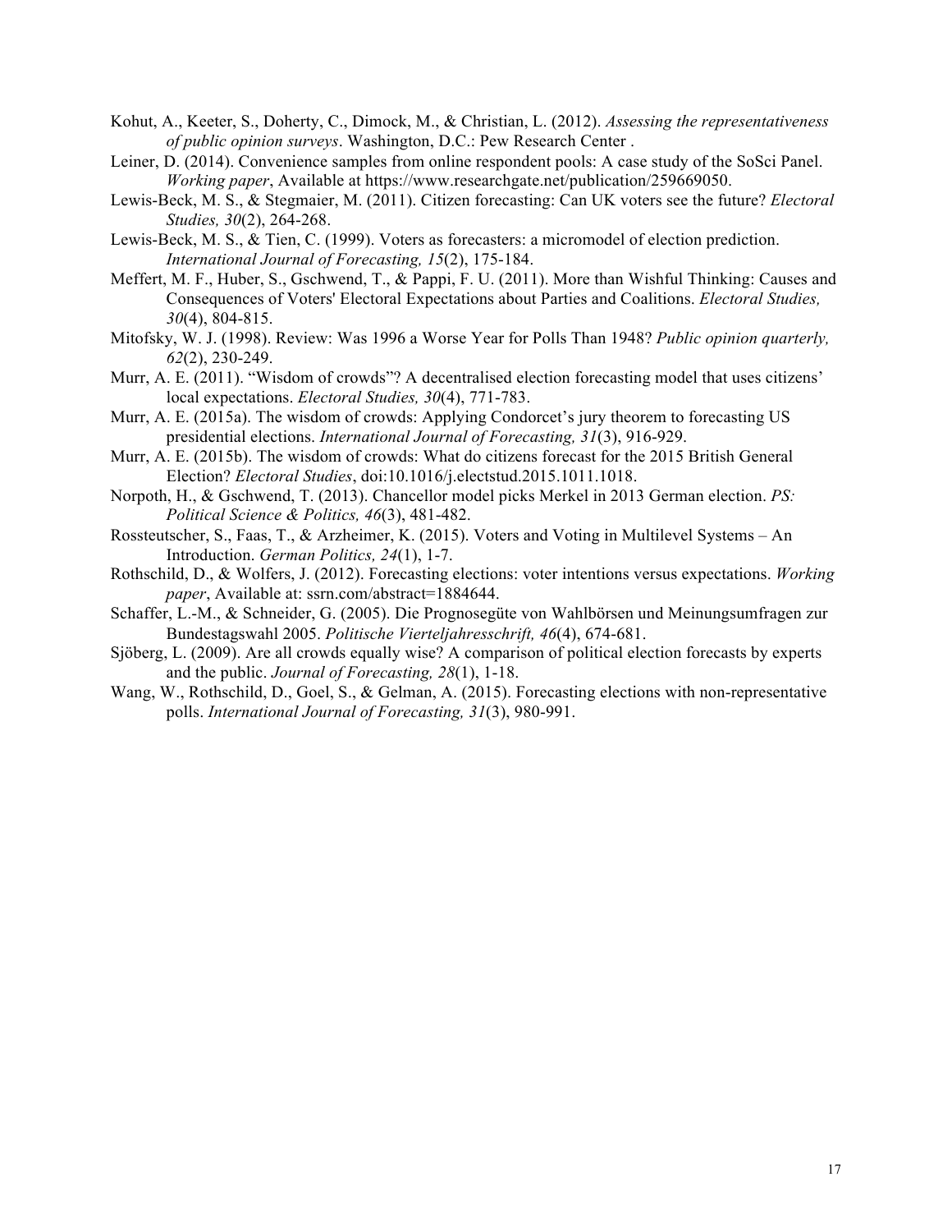Kohut, A., Keeter, S., Doherty, C., Dimock, M., & Christian, L. (2012). *Assessing the representativeness of public opinion surveys*. Washington, D.C.: Pew Research Center .

Leiner, D. (2014). Convenience samples from online respondent pools: A case study of the SoSci Panel. *Working paper*, Available at https://www.researchgate.net/publication/259669050.

Lewis-Beck, M. S., & Stegmaier, M. (2011). Citizen forecasting: Can UK voters see the future? *Electoral Studies, 30*(2), 264-268.

Lewis-Beck, M. S., & Tien, C. (1999). Voters as forecasters: a micromodel of election prediction. *International Journal of Forecasting, 15*(2), 175-184.

Meffert, M. F., Huber, S., Gschwend, T., & Pappi, F. U. (2011). More than Wishful Thinking: Causes and Consequences of Voters' Electoral Expectations about Parties and Coalitions. *Electoral Studies, 30*(4), 804-815.

Mitofsky, W. J. (1998). Review: Was 1996 a Worse Year for Polls Than 1948? *Public opinion quarterly, 62*(2), 230-249.

Murr, A. E. (2011). "Wisdom of crowds"? A decentralised election forecasting model that uses citizens' local expectations. *Electoral Studies, 30*(4), 771-783.

Murr, A. E. (2015a). The wisdom of crowds: Applying Condorcet's jury theorem to forecasting US presidential elections. *International Journal of Forecasting, 31*(3), 916-929.

Murr, A. E. (2015b). The wisdom of crowds: What do citizens forecast for the 2015 British General Election? *Electoral Studies*, doi:10.1016/j.electstud.2015.1011.1018.

Norpoth, H., & Gschwend, T. (2013). Chancellor model picks Merkel in 2013 German election. *PS: Political Science & Politics, 46*(3), 481-482.

Rossteutscher, S., Faas, T., & Arzheimer, K. (2015). Voters and Voting in Multilevel Systems – An Introduction. *German Politics, 24*(1), 1-7.

Rothschild, D., & Wolfers, J. (2012). Forecasting elections: voter intentions versus expectations. *Working paper*, Available at: ssrn.com/abstract=1884644.

Schaffer, L.-M., & Schneider, G. (2005). Die Prognosegüte von Wahlbörsen und Meinungsumfragen zur Bundestagswahl 2005. *Politische Vierteljahresschrift, 46*(4), 674-681.

Sjöberg, L. (2009). Are all crowds equally wise? A comparison of political election forecasts by experts and the public. *Journal of Forecasting, 28*(1), 1-18.

Wang, W., Rothschild, D., Goel, S., & Gelman, A. (2015). Forecasting elections with non-representative polls. *International Journal of Forecasting, 31*(3), 980-991.